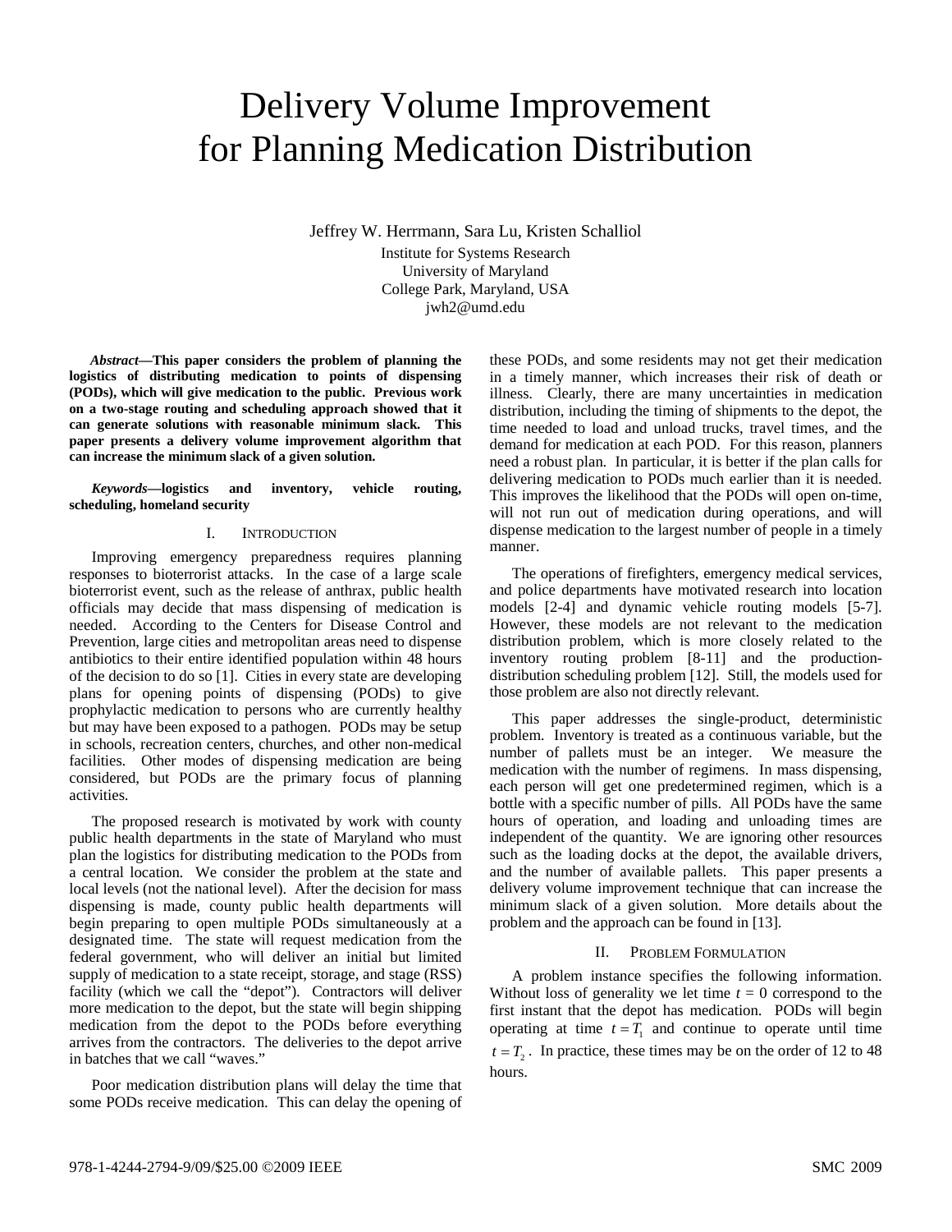# Delivery Volume Improvement for Planning Medication Distribution

Jeffrey W. Herrmann, Sara Lu, Kristen Schalliol

Institute for Systems Research
University of Maryland
College Park, Maryland, USA
jwh2@umd.edu

***Abstract*—This paper considers the problem of planning the logistics of distributing medication to points of dispensing (PODs), which will give medication to the public. Previous work on a two-stage routing and scheduling approach showed that it can generate solutions with reasonable minimum slack. This paper presents a delivery volume improvement algorithm that can increase the minimum slack of a given solution.**

***Keywords*—logistics and inventory, vehicle routing, scheduling, homeland security**

## I. Introduction

Improving emergency preparedness requires planning responses to bioterrorist attacks. In the case of a large scale bioterrorist event, such as the release of anthrax, public health officials may decide that mass dispensing of medication is needed. According to the Centers for Disease Control and Prevention, large cities and metropolitan areas need to dispense antibiotics to their entire identified population within 48 hours of the decision to do so [1]. Cities in every state are developing plans for opening points of dispensing (PODs) to give prophylactic medication to persons who are currently healthy but may have been exposed to a pathogen. PODs may be setup in schools, recreation centers, churches, and other non-medical facilities. Other modes of dispensing medication are being considered, but PODs are the primary focus of planning activities.

The proposed research is motivated by work with county public health departments in the state of Maryland who must plan the logistics for distributing medication to the PODs from a central location. We consider the problem at the state and local levels (not the national level). After the decision for mass dispensing is made, county public health departments will begin preparing to open multiple PODs simultaneously at a designated time. The state will request medication from the federal government, who will deliver an initial but limited supply of medication to a state receipt, storage, and stage (RSS) facility (which we call the "depot"). Contractors will deliver more medication to the depot, but the state will begin shipping medication from the depot to the PODs before everything arrives from the contractors. The deliveries to the depot arrive in batches that we call "waves."

Poor medication distribution plans will delay the time that some PODs receive medication. This can delay the opening of these PODs, and some residents may not get their medication in a timely manner, which increases their risk of death or illness. Clearly, there are many uncertainties in medication distribution, including the timing of shipments to the depot, the time needed to load and unload trucks, travel times, and the demand for medication at each POD. For this reason, planners need a robust plan. In particular, it is better if the plan calls for delivering medication to PODs much earlier than it is needed. This improves the likelihood that the PODs will open on-time, will not run out of medication during operations, and will dispense medication to the largest number of people in a timely manner.

The operations of firefighters, emergency medical services, and police departments have motivated research into location models [2-4] and dynamic vehicle routing models [5-7]. However, these models are not relevant to the medication distribution problem, which is more closely related to the inventory routing problem [8-11] and the production-distribution scheduling problem [12]. Still, the models used for those problem are also not directly relevant.

This paper addresses the single-product, deterministic problem. Inventory is treated as a continuous variable, but the number of pallets must be an integer. We measure the medication with the number of regimens. In mass dispensing, each person will get one predetermined regimen, which is a bottle with a specific number of pills. All PODs have the same hours of operation, and loading and unloading times are independent of the quantity. We are ignoring other resources such as the loading docks at the depot, the available drivers, and the number of available pallets. This paper presents a delivery volume improvement technique that can increase the minimum slack of a given solution. More details about the problem and the approach can be found in [13].

## II. Problem Formulation

A problem instance specifies the following information. Without loss of generality we let time $t = 0$ correspond to the first instant that the depot has medication. PODs will begin operating at time $t = T_1$ and continue to operate until time $t = T_2$. In practice, these times may be on the order of 12 to 48 hours.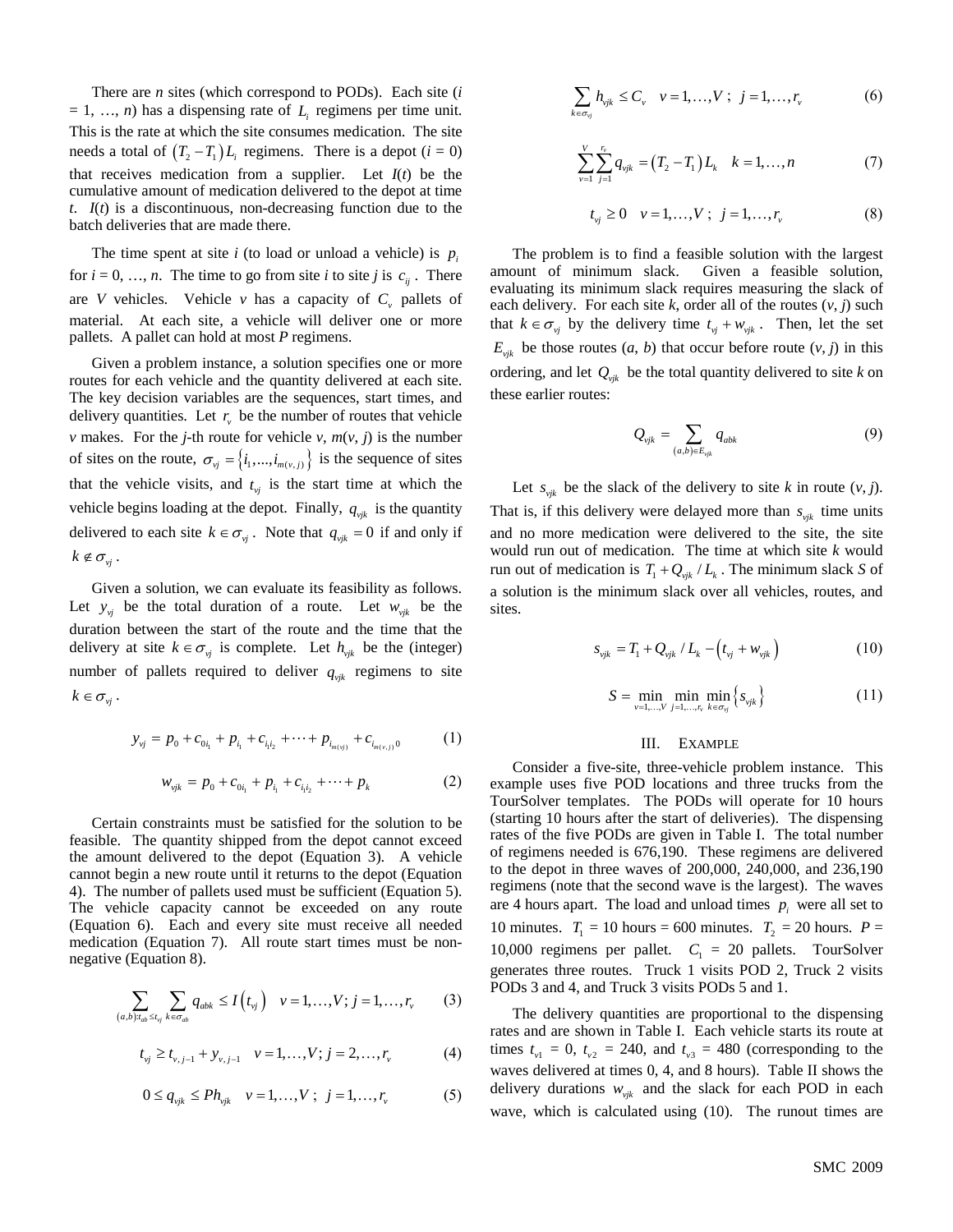There are $n$ sites (which correspond to PODs). Each site ($i$ = 1, …, $n$) has a dispensing rate of $L_i$ regimens per time unit. This is the rate at which the site consumes medication. The site needs a total of $(T_2 - T_1)L_i$ regimens. There is a depot ($i$ = 0) that receives medication from a supplier. Let $I(t)$ be the cumulative amount of medication delivered to the depot at time $t$. $I(t)$ is a discontinuous, non-decreasing function due to the batch deliveries that are made there.

The time spent at site $i$ (to load or unload a vehicle) is $p_i$ for $i$ = 0, …, $n$. The time to go from site $i$ to site $j$ is $c_{ij}$. There are $V$ vehicles. Vehicle $v$ has a capacity of $C_v$ pallets of material. At each site, a vehicle will deliver one or more pallets. A pallet can hold at most $P$ regimens.

Given a problem instance, a solution specifies one or more routes for each vehicle and the quantity delivered at each site. The key decision variables are the sequences, start times, and delivery quantities. Let $r_v$ be the number of routes that vehicle $v$ makes. For the $j$-th route for vehicle $v$, $m(v, j)$ is the number of sites on the route, $\sigma_{vj} = \{i_1, ..., i_{m(v,j)}\}$ is the sequence of sites that the vehicle visits, and $t_{vj}$ is the start time at which the vehicle begins loading at the depot. Finally, $q_{vjk}$ is the quantity delivered to each site $k \in \sigma_{vj}$. Note that $q_{vjk} = 0$ if and only if $k \notin \sigma_{vj}$.

Given a solution, we can evaluate its feasibility as follows. Let $y_{vj}$ be the total duration of a route. Let $w_{vjk}$ be the duration between the start of the route and the time that the delivery at site $k \in \sigma_{vj}$ is complete. Let $h_{vjk}$ be the (integer) number of pallets required to deliver $q_{vjk}$ regimens to site $k \in \sigma_{vj}$.

$$y_{vj} = p_0 + c_{0i_1} + p_{i_1} + c_{i_1 i_2} + \cdots + p_{i_{m(v,j)}} + c_{i_{m(v,j)}0} \tag{1}$$

$$w_{vjk} = p_0 + c_{0i_1} + p_{i_1} + c_{i_1 i_2} + \cdots + p_k \tag{2}$$

Certain constraints must be satisfied for the solution to be feasible. The quantity shipped from the depot cannot exceed the amount delivered to the depot (Equation 3). A vehicle cannot begin a new route until it returns to the depot (Equation 4). The number of pallets used must be sufficient (Equation 5). The vehicle capacity cannot be exceeded on any route (Equation 6). Each and every site must receive all needed medication (Equation 7). All route start times must be non-negative (Equation 8).

$$\sum_{(a,b): t_{ab} \le t_{vj}} \sum_{k \in \sigma_{ab}} q_{abk} \le I(t_{vj}) \quad v = 1, \ldots, V; j = 1, \ldots, r_v \tag{3}$$

$$t_{vj} \ge t_{v,j-1} + y_{v,j-1} \quad v = 1, \ldots, V; j = 2, \ldots, r_v \tag{4}$$

$$0 \le q_{vjk} \le P h_{vjk} \quad v = 1, \ldots, V \; ; \; j = 1, \ldots, r_v \tag{5}$$

$$\sum_{k \in \sigma_{vj}} h_{vjk} \le C_v \quad v = 1, \ldots, V \; ; \; j = 1, \ldots, r_v \tag{6}$$

$$\sum_{v=1}^{V} \sum_{j=1}^{r_v} q_{vjk} = (T_2 - T_1) L_k \quad k = 1, \ldots, n \tag{7}$$

$$t_{vj} \ge 0 \quad v = 1, \ldots, V \; ; \; j = 1, \ldots, r_v \tag{8}$$

The problem is to find a feasible solution with the largest amount of minimum slack. Given a feasible solution, evaluating its minimum slack requires measuring the slack of each delivery. For each site $k$, order all of the routes ($v$, $j$) such that $k \in \sigma_{vj}$ by the delivery time $t_{vj} + w_{vjk}$. Then, let the set $E_{vjk}$ be those routes ($a$, $b$) that occur before route ($v$, $j$) in this ordering, and let $Q_{vjk}$ be the total quantity delivered to site $k$ on these earlier routes:

$$Q_{vjk} = \sum_{(a,b) \in E_{vjk}} q_{abk} \tag{9}$$

Let $s_{vjk}$ be the slack of the delivery to site $k$ in route ($v$, $j$). That is, if this delivery were delayed more than $s_{vjk}$ time units and no more medication were delivered to the site, the site would run out of medication. The time at which site $k$ would run out of medication is $T_1 + Q_{vjk} / L_k$. The minimum slack $S$ of a solution is the minimum slack over all vehicles, routes, and sites.

$$s_{vjk} = T_1 + Q_{vjk} / L_k - (t_{vj} + w_{vjk}) \tag{10}$$

$$S = \min_{v=1,\ldots,V} \min_{j=1,\ldots,r_v} \min_{k \in \sigma_{vj}} \{ s_{vjk} \} \tag{11}$$

## III. EXAMPLE

Consider a five-site, three-vehicle problem instance. This example uses five POD locations and three trucks from the TourSolver templates. The PODs will operate for 10 hours (starting 10 hours after the start of deliveries). The dispensing rates of the five PODs are given in Table I. The total number of regimens needed is 676,190. These regimens are delivered to the depot in three waves of 200,000, 240,000, and 236,190 regimens (note that the second wave is the largest). The waves are 4 hours apart. The load and unload times $p_i$ were all set to 10 minutes. $T_1$ = 10 hours = 600 minutes. $T_2$ = 20 hours. $P$ = 10,000 regimens per pallet. $C_1$ = 20 pallets. TourSolver generates three routes. Truck 1 visits POD 2, Truck 2 visits PODs 3 and 4, and Truck 3 visits PODs 5 and 1.

The delivery quantities are proportional to the dispensing rates and are shown in Table I. Each vehicle starts its route at times $t_{v1}$ = 0, $t_{v2}$ = 240, and $t_{v3}$ = 480 (corresponding to the waves delivered at times 0, 4, and 8 hours). Table II shows the delivery durations $w_{vjk}$ and the slack for each POD in each wave, which is calculated using (10). The runout times are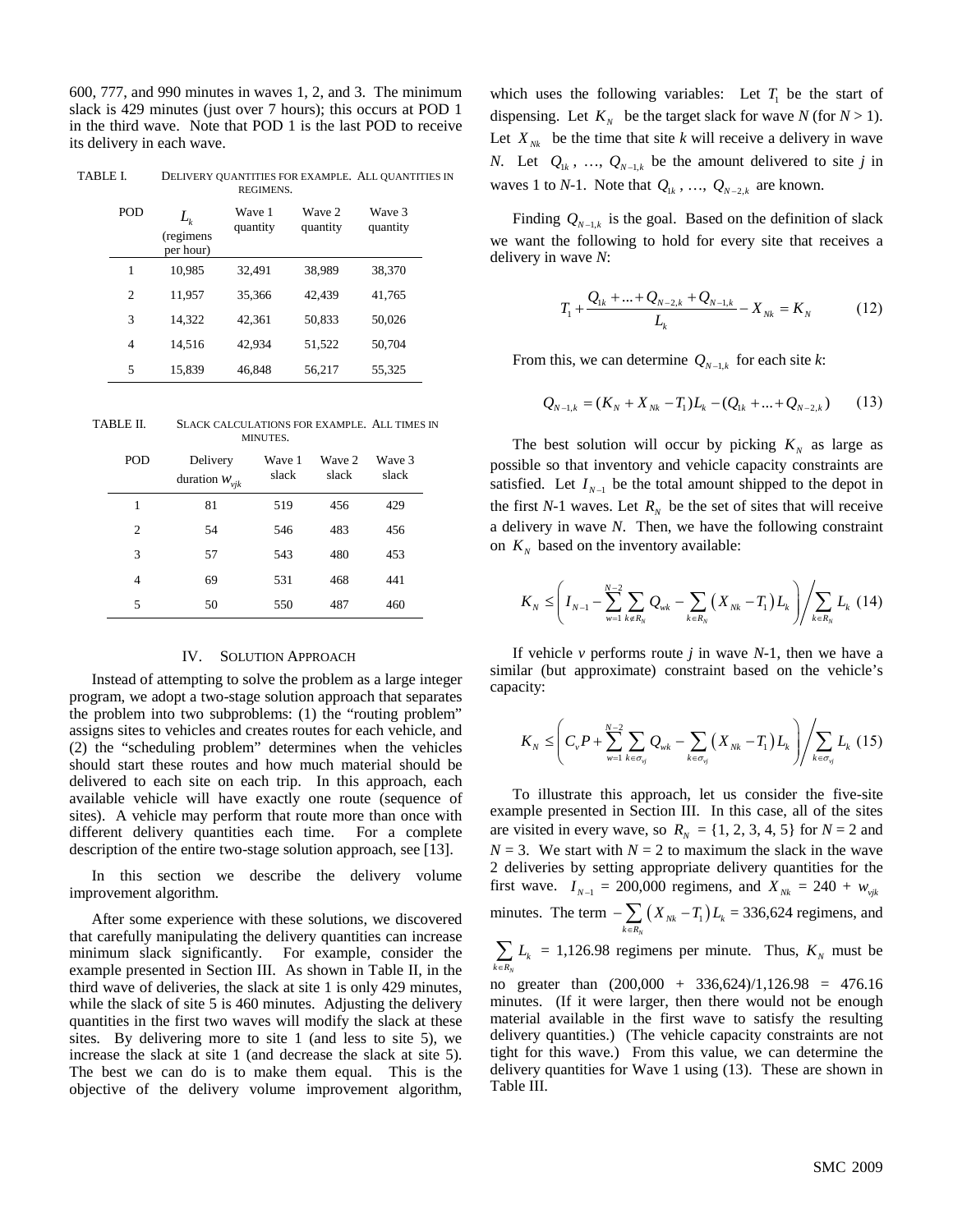600, 777, and 990 minutes in waves 1, 2, and 3. The minimum slack is 429 minutes (just over 7 hours); this occurs at POD 1 in the third wave. Note that POD 1 is the last POD to receive its delivery in each wave.

TABLE I. DELIVERY QUANTITIES FOR EXAMPLE. ALL QUANTITIES IN REGIMENS.

| POD | $L_k$ (regimens per hour) | Wave 1 quantity | Wave 2 quantity | Wave 3 quantity |
|---|---|---|---|---|
| 1 | 10,985 | 32,491 | 38,989 | 38,370 |
| 2 | 11,957 | 35,366 | 42,439 | 41,765 |
| 3 | 14,322 | 42,361 | 50,833 | 50,026 |
| 4 | 14,516 | 42,934 | 51,522 | 50,704 |
| 5 | 15,839 | 46,848 | 56,217 | 55,325 |

TABLE II. SLACK CALCULATIONS FOR EXAMPLE. ALL TIMES IN MINUTES.

| POD | Delivery duration $w_{vjk}$ | Wave 1 slack | Wave 2 slack | Wave 3 slack |
|---|---|---|---|---|
| 1 | 81 | 519 | 456 | 429 |
| 2 | 54 | 546 | 483 | 456 |
| 3 | 57 | 543 | 480 | 453 |
| 4 | 69 | 531 | 468 | 441 |
| 5 | 50 | 550 | 487 | 460 |

## IV. SOLUTION APPROACH

Instead of attempting to solve the problem as a large integer program, we adopt a two-stage solution approach that separates the problem into two subproblems: (1) the "routing problem" assigns sites to vehicles and creates routes for each vehicle, and (2) the "scheduling problem" determines when the vehicles should start these routes and how much material should be delivered to each site on each trip. In this approach, each available vehicle will have exactly one route (sequence of sites). A vehicle may perform that route more than once with different delivery quantities each time. For a complete description of the entire two-stage solution approach, see [13].

In this section we describe the delivery volume improvement algorithm.

After some experience with these solutions, we discovered that carefully manipulating the delivery quantities can increase minimum slack significantly. For example, consider the example presented in Section III. As shown in Table II, in the third wave of deliveries, the slack at site 1 is only 429 minutes, while the slack of site 5 is 460 minutes. Adjusting the delivery quantities in the first two waves will modify the slack at these sites. By delivering more to site 1 (and less to site 5), we increase the slack at site 1 (and decrease the slack at site 5). The best we can do is to make them equal. This is the objective of the delivery volume improvement algorithm, which uses the following variables: Let $T_1$ be the start of dispensing. Let $K_N$ be the target slack for wave $N$ (for $N > 1$). Let $X_{Nk}$ be the time that site $k$ will receive a delivery in wave $N$. Let $Q_{1k}$, …, $Q_{N-1,k}$ be the amount delivered to site $j$ in waves 1 to $N$-1. Note that $Q_{1k}$, …, $Q_{N-2,k}$ are known.

Finding $Q_{N-1,k}$ is the goal. Based on the definition of slack we want the following to hold for every site that receives a delivery in wave $N$:

$$T_1 + \frac{Q_{1k} + ... + Q_{N-2,k} + Q_{N-1,k}}{L_k} - X_{Nk} = K_N \qquad (12)$$

From this, we can determine $Q_{N-1,k}$ for each site $k$:

$$Q_{N-1,k} = (K_N + X_{Nk} - T_1)L_k - (Q_{1k} + ... + Q_{N-2,k}) \qquad (13)$$

The best solution will occur by picking $K_N$ as large as possible so that inventory and vehicle capacity constraints are satisfied. Let $I_{N-1}$ be the total amount shipped to the depot in the first $N$-1 waves. Let $R_N$ be the set of sites that will receive a delivery in wave $N$. Then, we have the following constraint on $K_N$ based on the inventory available:

$$K_N \le \left( I_{N-1} - \sum_{w=1}^{N-2} \sum_{k \notin R_N} Q_{wk} - \sum_{k \in R_N} \left( X_{Nk} - T_1 \right) L_k \right) \Bigg/ \sum_{k \in R_N} L_k \qquad (14)$$

If vehicle $v$ performs route $j$ in wave $N$-1, then we have a similar (but approximate) constraint based on the vehicle's capacity:

$$K_N \le \left( C_v P + \sum_{w=1}^{N-2} \sum_{k \in \sigma_{vj}} Q_{wk} - \sum_{k \in \sigma_{vj}} \left( X_{Nk} - T_1 \right) L_k \right) \Bigg/ \sum_{k \in \sigma_{vj}} L_k \qquad (15)$$

To illustrate this approach, let us consider the five-site example presented in Section III. In this case, all of the sites are visited in every wave, so $R_N = \{1, 2, 3, 4, 5\}$ for $N = 2$ and $N = 3$. We start with $N = 2$ to maximum the slack in the wave 2 deliveries by setting appropriate delivery quantities for the first wave. $I_{N-1}$ = 200,000 regimens, and $X_{Nk}$ = 240 + $w_{vjk}$ minutes. The term $-\sum_{k \in R_N} \left( X_{Nk} - T_1 \right) L_k$ = 336,624 regimens, and $\sum_{k \in R_N} L_k$ = 1,126.98 regimens per minute. Thus, $K_N$ must be no greater than (200,000 + 336,624)/1,126.98 = 476.16 minutes. (If it were larger, then there would not be enough material available in the first wave to satisfy the resulting delivery quantities.) (The vehicle capacity constraints are not tight for this wave.) From this value, we can determine the delivery quantities for Wave 1 using (13). These are shown in Table III.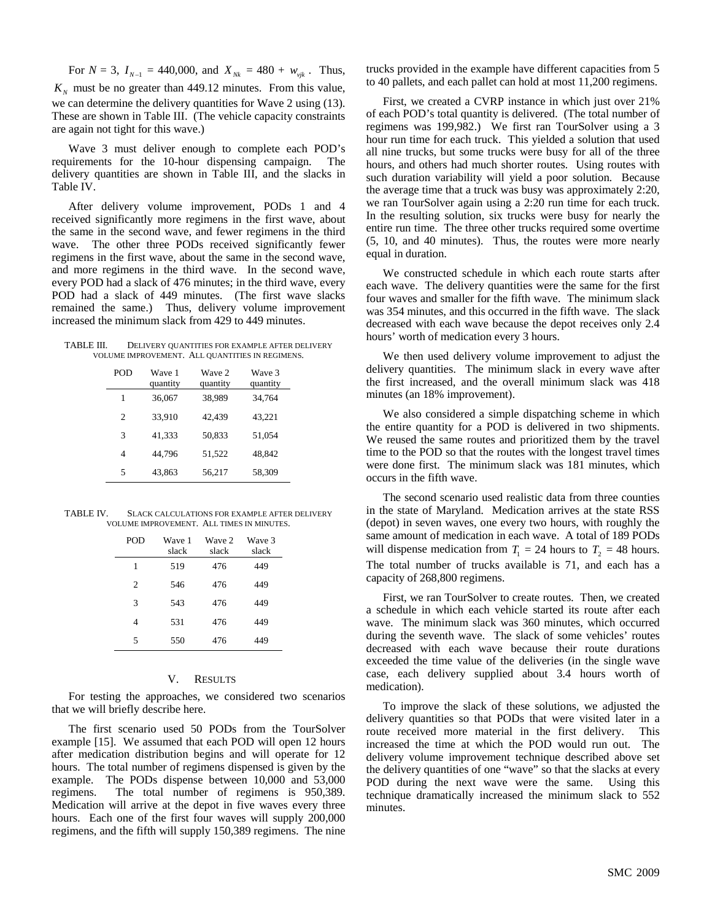For $N = 3$, $I_{N-1} = 440{,}000$, and $X_{Nk} = 480 + w_{vjk}$. Thus, $K_N$ must be no greater than 449.12 minutes. From this value, we can determine the delivery quantities for Wave 2 using (13). These are shown in Table III. (The vehicle capacity constraints are again not tight for this wave.)

Wave 3 must deliver enough to complete each POD's requirements for the 10-hour dispensing campaign. The delivery quantities are shown in Table III, and the slacks in Table IV.

After delivery volume improvement, PODs 1 and 4 received significantly more regimens in the first wave, about the same in the second wave, and fewer regimens in the third wave. The other three PODs received significantly fewer regimens in the first wave, about the same in the second wave, and more regimens in the third wave. In the second wave, every POD had a slack of 476 minutes; in the third wave, every POD had a slack of 449 minutes. (The first wave slacks remained the same.) Thus, delivery volume improvement increased the minimum slack from 429 to 449 minutes.

TABLE III. DELIVERY QUANTITIES FOR EXAMPLE AFTER DELIVERY VOLUME IMPROVEMENT. ALL QUANTITIES IN REGIMENS.

| POD | Wave 1 quantity | Wave 2 quantity | Wave 3 quantity |
|---|---|---|---|
| 1 | 36,067 | 38,989 | 34,764 |
| 2 | 33,910 | 42,439 | 43,221 |
| 3 | 41,333 | 50,833 | 51,054 |
| 4 | 44,796 | 51,522 | 48,842 |
| 5 | 43,863 | 56,217 | 58,309 |

TABLE IV. SLACK CALCULATIONS FOR EXAMPLE AFTER DELIVERY VOLUME IMPROVEMENT. ALL TIMES IN MINUTES.

| POD | Wave 1 slack | Wave 2 slack | Wave 3 slack |
|---|---|---|---|
| 1 | 519 | 476 | 449 |
| 2 | 546 | 476 | 449 |
| 3 | 543 | 476 | 449 |
| 4 | 531 | 476 | 449 |
| 5 | 550 | 476 | 449 |

## V. RESULTS

For testing the approaches, we considered two scenarios that we will briefly describe here.

The first scenario used 50 PODs from the TourSolver example [15]. We assumed that each POD will open 12 hours after medication distribution begins and will operate for 12 hours. The total number of regimens dispensed is given by the example. The PODs dispense between 10,000 and 53,000 regimens. The total number of regimens is 950,389. Medication will arrive at the depot in five waves every three hours. Each one of the first four waves will supply 200,000 regimens, and the fifth will supply 150,389 regimens. The nine trucks provided in the example have different capacities from 5 to 40 pallets, and each pallet can hold at most 11,200 regimens.

First, we created a CVRP instance in which just over 21% of each POD's total quantity is delivered. (The total number of regimens was 199,982.) We first ran TourSolver using a 3 hour run time for each truck. This yielded a solution that used all nine trucks, but some trucks were busy for all of the three hours, and others had much shorter routes. Using routes with such duration variability will yield a poor solution. Because the average time that a truck was busy was approximately 2:20, we ran TourSolver again using a 2:20 run time for each truck. In the resulting solution, six trucks were busy for nearly the entire run time. The three other trucks required some overtime (5, 10, and 40 minutes). Thus, the routes were more nearly equal in duration.

We constructed schedule in which each route starts after each wave. The delivery quantities were the same for the first four waves and smaller for the fifth wave. The minimum slack was 354 minutes, and this occurred in the fifth wave. The slack decreased with each wave because the depot receives only 2.4 hours' worth of medication every 3 hours.

We then used delivery volume improvement to adjust the delivery quantities. The minimum slack in every wave after the first increased, and the overall minimum slack was 418 minutes (an 18% improvement).

We also considered a simple dispatching scheme in which the entire quantity for a POD is delivered in two shipments. We reused the same routes and prioritized them by the travel time to the POD so that the routes with the longest travel times were done first. The minimum slack was 181 minutes, which occurs in the fifth wave.

The second scenario used realistic data from three counties in the state of Maryland. Medication arrives at the state RSS (depot) in seven waves, one every two hours, with roughly the same amount of medication in each wave. A total of 189 PODs will dispense medication from $T_1 = 24$ hours to $T_2 = 48$ hours. The total number of trucks available is 71, and each has a capacity of 268,800 regimens.

First, we ran TourSolver to create routes. Then, we created a schedule in which each vehicle started its route after each wave. The minimum slack was 360 minutes, which occurred during the seventh wave. The slack of some vehicles' routes decreased with each wave because their route durations exceeded the time value of the deliveries (in the single wave case, each delivery supplied about 3.4 hours worth of medication).

To improve the slack of these solutions, we adjusted the delivery quantities so that PODs that were visited later in a route received more material in the first delivery. This increased the time at which the POD would run out. The delivery volume improvement technique described above set the delivery quantities of one "wave" so that the slacks at every POD during the next wave were the same. Using this technique dramatically increased the minimum slack to 552 minutes.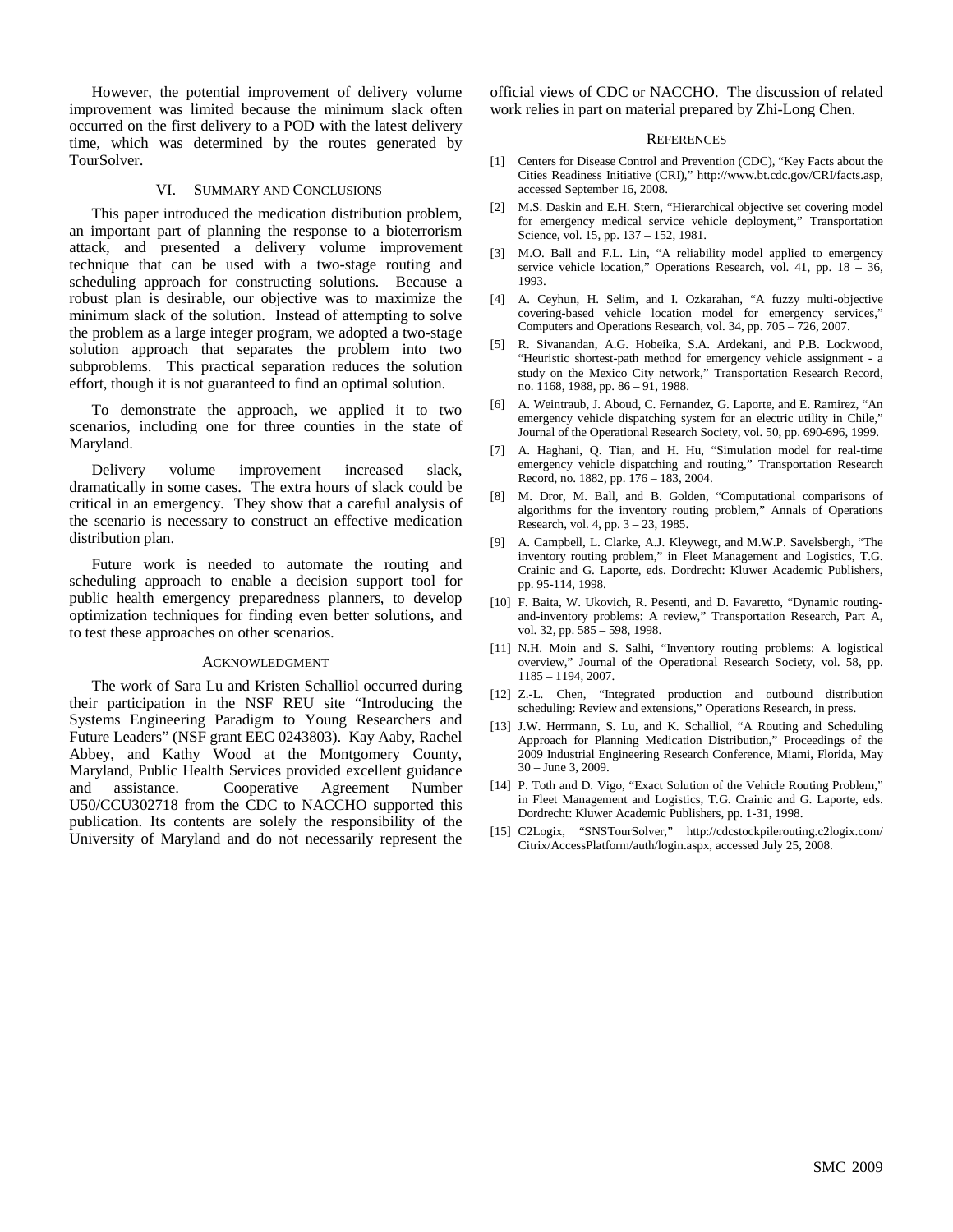However, the potential improvement of delivery volume improvement was limited because the minimum slack often occurred on the first delivery to a POD with the latest delivery time, which was determined by the routes generated by TourSolver.

## VI. Summary and Conclusions

This paper introduced the medication distribution problem, an important part of planning the response to a bioterrorism attack, and presented a delivery volume improvement technique that can be used with a two-stage routing and scheduling approach for constructing solutions. Because a robust plan is desirable, our objective was to maximize the minimum slack of the solution. Instead of attempting to solve the problem as a large integer program, we adopted a two-stage solution approach that separates the problem into two subproblems. This practical separation reduces the solution effort, though it is not guaranteed to find an optimal solution.

To demonstrate the approach, we applied it to two scenarios, including one for three counties in the state of Maryland.

Delivery volume improvement increased slack, dramatically in some cases. The extra hours of slack could be critical in an emergency. They show that a careful analysis of the scenario is necessary to construct an effective medication distribution plan.

Future work is needed to automate the routing and scheduling approach to enable a decision support tool for public health emergency preparedness planners, to develop optimization techniques for finding even better solutions, and to test these approaches on other scenarios.

## Acknowledgment

The work of Sara Lu and Kristen Schalliol occurred during their participation in the NSF REU site "Introducing the Systems Engineering Paradigm to Young Researchers and Future Leaders" (NSF grant EEC 0243803). Kay Aaby, Rachel Abbey, and Kathy Wood at the Montgomery County, Maryland, Public Health Services provided excellent guidance and assistance. Cooperative Agreement Number U50/CCU302718 from the CDC to NACCHO supported this publication. Its contents are solely the responsibility of the University of Maryland and do not necessarily represent the official views of CDC or NACCHO. The discussion of related work relies in part on material prepared by Zhi-Long Chen.

## References

[1] Centers for Disease Control and Prevention (CDC), "Key Facts about the Cities Readiness Initiative (CRI)," http://www.bt.cdc.gov/CRI/facts.asp, accessed September 16, 2008.

[2] M.S. Daskin and E.H. Stern, "Hierarchical objective set covering model for emergency medical service vehicle deployment," Transportation Science, vol. 15, pp. 137 – 152, 1981.

[3] M.O. Ball and F.L. Lin, "A reliability model applied to emergency service vehicle location," Operations Research, vol. 41, pp. 18 – 36, 1993.

[4] A. Ceyhun, H. Selim, and I. Ozkarahan, "A fuzzy multi-objective covering-based vehicle location model for emergency services," Computers and Operations Research, vol. 34, pp. 705 – 726, 2007.

[5] R. Sivanandan, A.G. Hobeika, S.A. Ardekani, and P.B. Lockwood, "Heuristic shortest-path method for emergency vehicle assignment - a study on the Mexico City network," Transportation Research Record, no. 1168, 1988, pp. 86 – 91, 1988.

[6] A. Weintraub, J. Aboud, C. Fernandez, G. Laporte, and E. Ramirez, "An emergency vehicle dispatching system for an electric utility in Chile," Journal of the Operational Research Society, vol. 50, pp. 690-696, 1999.

[7] A. Haghani, Q. Tian, and H. Hu, "Simulation model for real-time emergency vehicle dispatching and routing," Transportation Research Record, no. 1882, pp. 176 – 183, 2004.

[8] M. Dror, M. Ball, and B. Golden, "Computational comparisons of algorithms for the inventory routing problem," Annals of Operations Research, vol. 4, pp. 3 – 23, 1985.

[9] A. Campbell, L. Clarke, A.J. Kleywegt, and M.W.P. Savelsbergh, "The inventory routing problem," in Fleet Management and Logistics, T.G. Crainic and G. Laporte, eds. Dordrecht: Kluwer Academic Publishers, pp. 95-114, 1998.

[10] F. Baita, W. Ukovich, R. Pesenti, and D. Favaretto, "Dynamic routing-and-inventory problems: A review," Transportation Research, Part A, vol. 32, pp. 585 – 598, 1998.

[11] N.H. Moin and S. Salhi, "Inventory routing problems: A logistical overview," Journal of the Operational Research Society, vol. 58, pp. 1185 – 1194, 2007.

[12] Z.-L. Chen, "Integrated production and outbound distribution scheduling: Review and extensions," Operations Research, in press.

[13] J.W. Herrmann, S. Lu, and K. Schalliol, "A Routing and Scheduling Approach for Planning Medication Distribution," Proceedings of the 2009 Industrial Engineering Research Conference, Miami, Florida, May 30 – June 3, 2009.

[14] P. Toth and D. Vigo, "Exact Solution of the Vehicle Routing Problem," in Fleet Management and Logistics, T.G. Crainic and G. Laporte, eds. Dordrecht: Kluwer Academic Publishers, pp. 1-31, 1998.

[15] C2Logix, "SNSTourSolver," http://cdcstockpilerouting.c2logix.com/Citrix/AccessPlatform/auth/login.aspx, accessed July 25, 2008.